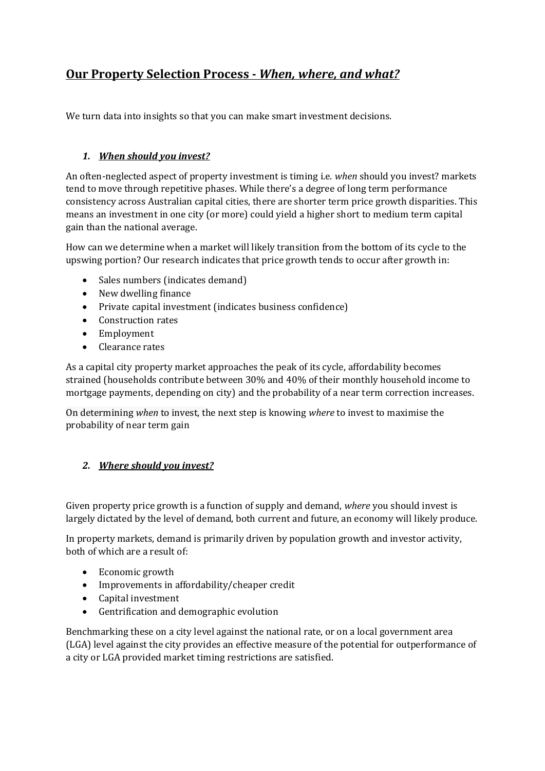# Our Property Selection Process - *When, where, and what?*

We turn data into insights so that you can make smart investment decisions.

## 1. ***When should you invest?***

An often-neglected aspect of property investment is timing i.e. *when* should you invest? markets tend to move through repetitive phases. While there's a degree of long term performance consistency across Australian capital cities, there are shorter term price growth disparities. This means an investment in one city (or more) could yield a higher short to medium term capital gain than the national average.

How can we determine when a market will likely transition from the bottom of its cycle to the upswing portion? Our research indicates that price growth tends to occur after growth in:

- Sales numbers (indicates demand)
- New dwelling finance
- Private capital investment (indicates business confidence)
- Construction rates
- Employment
- Clearance rates

As a capital city property market approaches the peak of its cycle, affordability becomes strained (households contribute between 30% and 40% of their monthly household income to mortgage payments, depending on city) and the probability of a near term correction increases.

On determining *when* to invest, the next step is knowing *where* to invest to maximise the probability of near term gain

## 2. ***Where should you invest?***

Given property price growth is a function of supply and demand, *where* you should invest is largely dictated by the level of demand, both current and future, an economy will likely produce.

In property markets, demand is primarily driven by population growth and investor activity, both of which are a result of:

- Economic growth
- Improvements in affordability/cheaper credit
- Capital investment
- Gentrification and demographic evolution

Benchmarking these on a city level against the national rate, or on a local government area (LGA) level against the city provides an effective measure of the potential for outperformance of a city or LGA provided market timing restrictions are satisfied.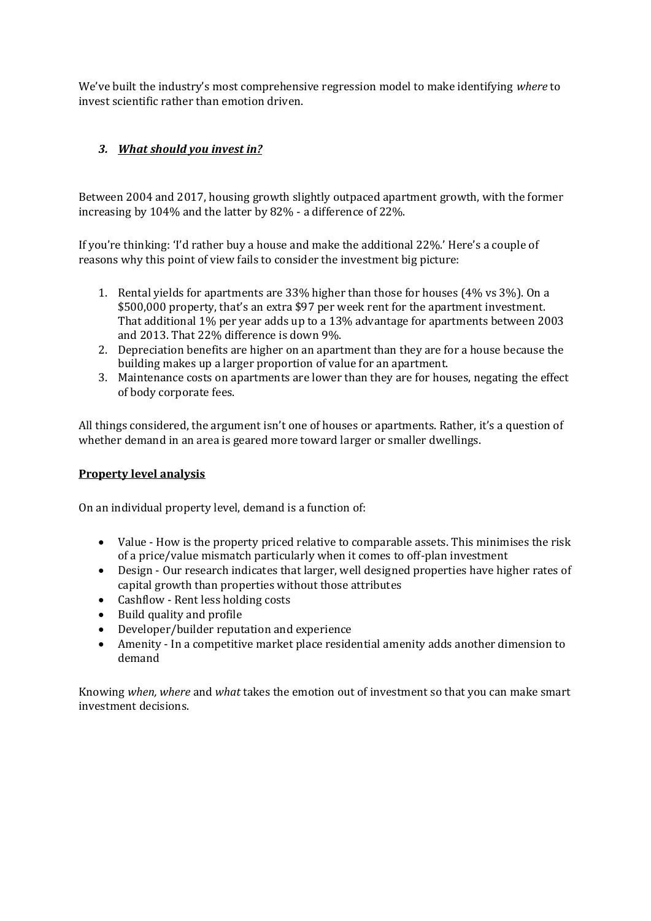We've built the industry's most comprehensive regression model to make identifying *where* to invest scientific rather than emotion driven.

### 3. ***What should you invest in?***

Between 2004 and 2017, housing growth slightly outpaced apartment growth, with the former increasing by 104% and the latter by 82% - a difference of 22%.

If you're thinking: 'I'd rather buy a house and make the additional 22%.' Here's a couple of reasons why this point of view fails to consider the investment big picture:

1. Rental yields for apartments are 33% higher than those for houses (4% vs 3%). On a $500,000 property, that's an extra $97 per week rent for the apartment investment. That additional 1% per year adds up to a 13% advantage for apartments between 2003 and 2013. That 22% difference is down 9%.
2. Depreciation benefits are higher on an apartment than they are for a house because the building makes up a larger proportion of value for an apartment.
3. Maintenance costs on apartments are lower than they are for houses, negating the effect of body corporate fees.

All things considered, the argument isn't one of houses or apartments. Rather, it's a question of whether demand in an area is geared more toward larger or smaller dwellings.

**Property level analysis**

On an individual property level, demand is a function of:

- Value - How is the property priced relative to comparable assets. This minimises the risk of a price/value mismatch particularly when it comes to off-plan investment
- Design - Our research indicates that larger, well designed properties have higher rates of capital growth than properties without those attributes
- Cashflow - Rent less holding costs
- Build quality and profile
- Developer/builder reputation and experience
- Amenity - In a competitive market place residential amenity adds another dimension to demand

Knowing *when, where* and *what* takes the emotion out of investment so that you can make smart investment decisions.